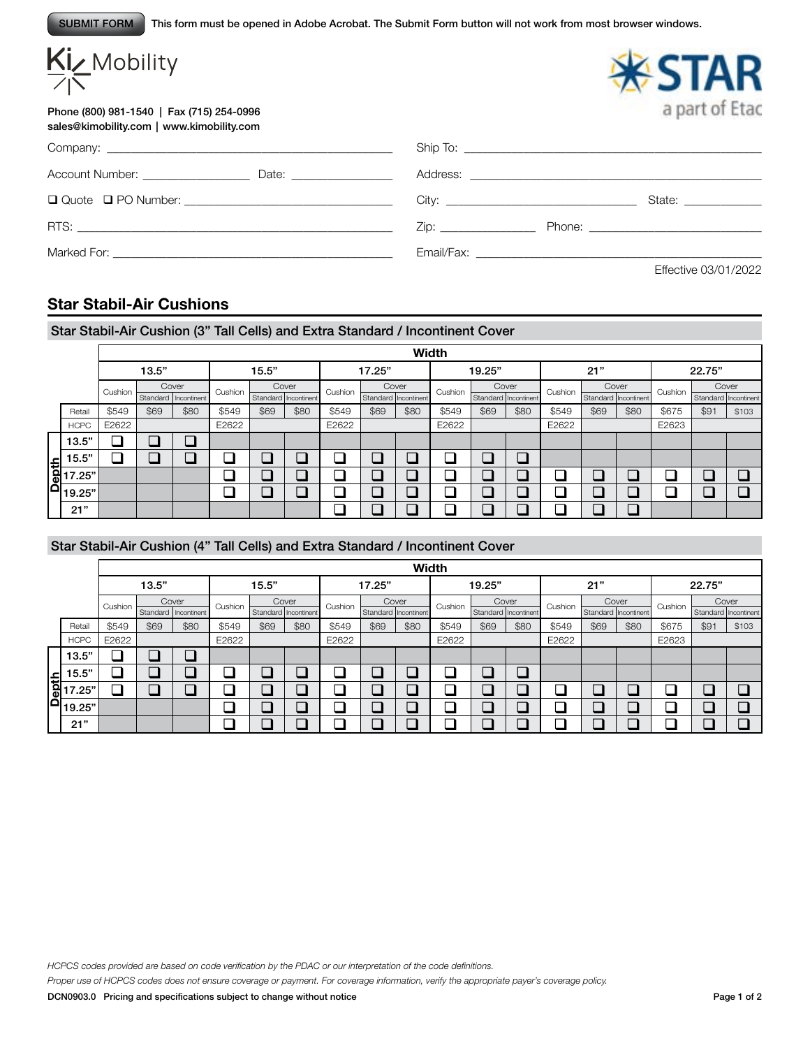SUBMIT FORM This form must be opened in Adobe Acrobat. The Submit Form button will not work from most browser windows.

Ki Mobility

STAR a part of Etac

Phone (800) 981-1540 | Fax (715) 254-0996
sales@kimobility.com | www.kimobility.com

Company: ______________________________ Ship To: ______________________________

Account Number: ______________ Date: ______________ Address: ______________________________

❑ Quote ❑ PO Number: ______________________________ City: ______________ State: ______________

RTS: ______________________________ Zip: ______________ Phone: ______________

Marked For: ______________________________ Email/Fax: ______________________________

Effective 03/01/2022

## Star Stabil-Air Cushions

### Star Stabil-Air Cushion (3" Tall Cells) and Extra Standard / Incontinent Cover

| | Width | | | | | | | | | | | | | | | | | |
|---|---|---|---|---|---|---|---|---|---|---|---|---|---|---|---|---|---|---|
| | 13.5" | | | 15.5" | | | 17.25" | | | 19.25" | | | 21" | | | 22.75" | | |
| | Cushion | Cover Standard | Cover Incontinent | Cushion | Cover Standard | Cover Incontinent | Cushion | Cover Standard | Cover Incontinent | Cushion | Cover Standard | Cover Incontinent | Cushion | Cover Standard | Cover Incontinent | Cushion | Cover Standard | Cover Incontinent |
| Retail | $549 | $69 | $80 | $549 | $69 | $80 | $549 | $69 | $80 | $549 | $69 | $80 | $549 | $69 | $80 | $675 | $91 | $103 |
| HCPC | E2622 | | | E2622 | | | E2622 | | | E2622 | | | E2622 | | | E2623 | | |
| Depth 13.5" | ❑ | ❑ | ❑ | | | | | | | | | | | | | | | |
| Depth 15.5" | ❑ | ❑ | ❑ | ❑ | ❑ | ❑ | ❑ | ❑ | ❑ | ❑ | ❑ | ❑ | | | | | | |
| Depth 17.25" | | | | ❑ | ❑ | ❑ | ❑ | ❑ | ❑ | ❑ | ❑ | ❑ | ❑ | ❑ | ❑ | ❑ | ❑ | ❑ |
| Depth 19.25" | | | | ❑ | ❑ | ❑ | ❑ | ❑ | ❑ | ❑ | ❑ | ❑ | ❑ | ❑ | ❑ | ❑ | ❑ | ❑ |
| Depth 21" | | | | | | | ❑ | ❑ | ❑ | ❑ | ❑ | ❑ | ❑ | ❑ | ❑ | | | |

### Star Stabil-Air Cushion (4" Tall Cells) and Extra Standard / Incontinent Cover

| | Width | | | | | | | | | | | | | | | | | |
|---|---|---|---|---|---|---|---|---|---|---|---|---|---|---|---|---|---|---|
| | 13.5" | | | 15.5" | | | 17.25" | | | 19.25" | | | 21" | | | 22.75" | | |
| | Cushion | Cover Standard | Cover Incontinent | Cushion | Cover Standard | Cover Incontinent | Cushion | Cover Standard | Cover Incontinent | Cushion | Cover Standard | Cover Incontinent | Cushion | Cover Standard | Cover Incontinent | Cushion | Cover Standard | Cover Incontinent |
| Retail | $549 | $69 | $80 | $549 | $69 | $80 | $549 | $69 | $80 | $549 | $69 | $80 | $549 | $69 | $80 | $675 | $91 | $103 |
| HCPC | E2622 | | | E2622 | | | E2622 | | | E2622 | | | E2622 | | | E2623 | | |
| Depth 13.5" | ❑ | ❑ | ❑ | | | | | | | | | | | | | | | |
| Depth 15.5" | ❑ | ❑ | ❑ | ❑ | ❑ | ❑ | ❑ | ❑ | ❑ | ❑ | ❑ | ❑ | | | | | | |
| Depth 17.25" | ❑ | ❑ | ❑ | ❑ | ❑ | ❑ | ❑ | ❑ | ❑ | ❑ | ❑ | ❑ | ❑ | ❑ | ❑ | ❑ | ❑ | ❑ |
| Depth 19.25" | | | | ❑ | ❑ | ❑ | ❑ | ❑ | ❑ | ❑ | ❑ | ❑ | ❑ | ❑ | ❑ | ❑ | ❑ | ❑ |
| Depth 21" | | | | ❑ | ❑ | ❑ | ❑ | ❑ | ❑ | ❑ | ❑ | ❑ | ❑ | ❑ | ❑ | ❑ | ❑ | ❑ |

*HCPCS codes provided are based on code verification by the PDAC or our interpretation of the code definitions.*

*Proper use of HCPCS codes does not ensure coverage or payment. For coverage information, verify the appropriate payer's coverage policy.*

DCN0903.0 Pricing and specifications subject to change without notice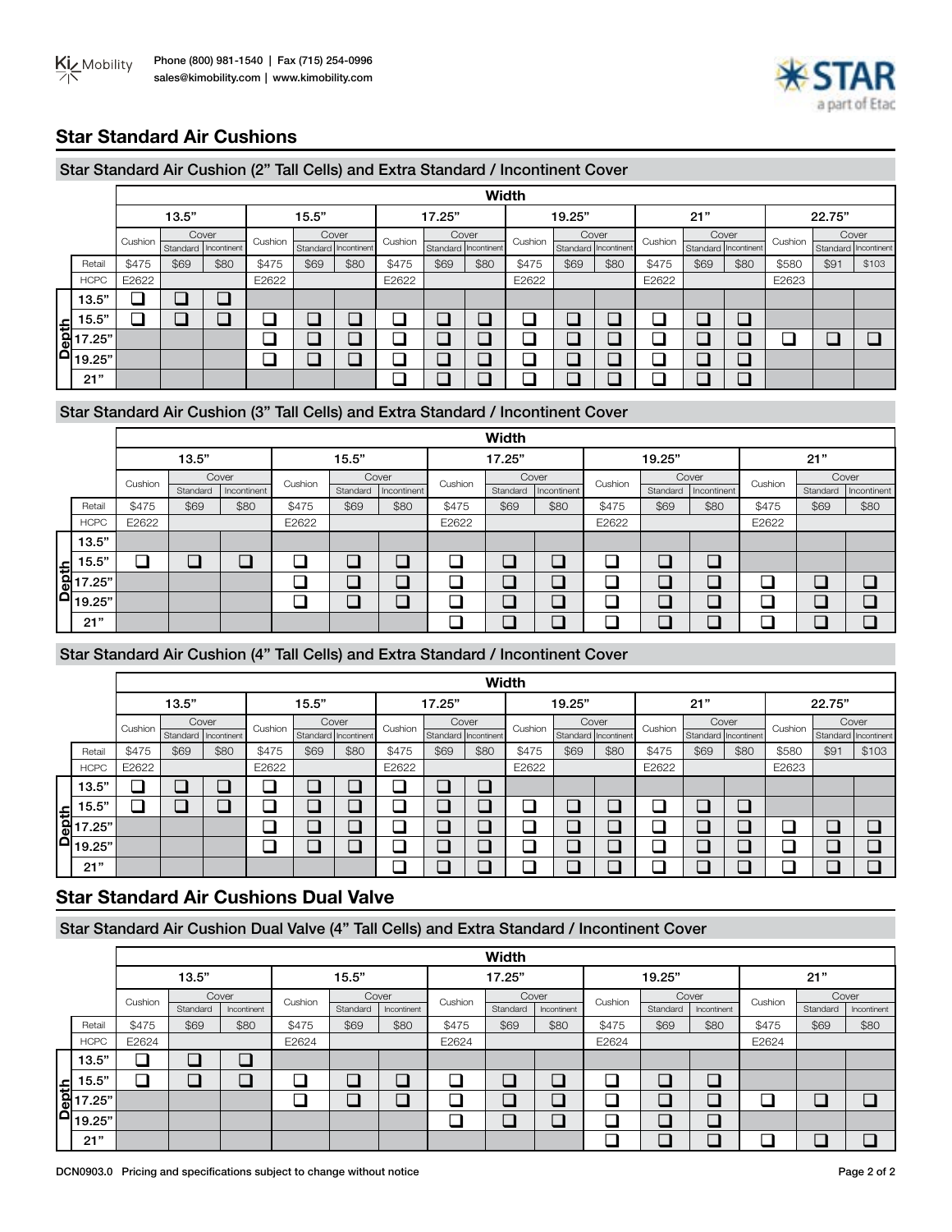## Star Standard Air Cushions

### Star Standard Air Cushion (2" Tall Cells) and Extra Standard / Incontinent Cover

| | Width | | | | | | | | | | | | | | | | | |
|---|---|---|---|---|---|---|---|---|---|---|---|---|---|---|---|---|---|---|
| | 13.5" | | | 15.5" | | | 17.25" | | | 19.25" | | | 21" | | | 22.75" | | |
| | Cushion | Cover | | Cushion | Cover | | Cushion | Cover | | Cushion | Cover | | Cushion | Cover | | Cushion | Cover | |
| | | Standard | Incontinent | | Standard | Incontinent | | Standard | Incontinent | | Standard | Incontinent | | Standard | Incontinent | | Standard | Incontinent |
| Retail | $475 | $69 | $80 | $475 | $69 | $80 | $475 | $69 | $80 | $475 | $69 | $80 | $475 | $69 | $80 | $580 | $91 | $103 |
| HCPC | E2622 | | | E2622 | | | E2622 | | | E2622 | | | E2622 | | | E2623 | | |
| Depth 13.5" | ☐ | ☐ | ☐ | | | | | | | | | | | | | | | |
| 15.5" | ☐ | ☐ | ☐ | ☐ | ☐ | ☐ | ☐ | ☐ | ☐ | ☐ | ☐ | ☐ | ☐ | ☐ | ☐ | | | |
| 17.25" | | | | ☐ | ☐ | ☐ | ☐ | ☐ | ☐ | ☐ | ☐ | ☐ | ☐ | ☐ | ☐ | ☐ | ☐ | ☐ |
| 19.25" | | | | ☐ | ☐ | ☐ | ☐ | ☐ | ☐ | ☐ | ☐ | ☐ | ☐ | ☐ | ☐ | | | |
| 21" | | | | | | | ☐ | ☐ | ☐ | ☐ | ☐ | ☐ | ☐ | ☐ | ☐ | | | |

### Star Standard Air Cushion (3" Tall Cells) and Extra Standard / Incontinent Cover

| | Width | | | | | | | | | | | | | | |
|---|---|---|---|---|---|---|---|---|---|---|---|---|---|---|---|
| | 13.5" | | | 15.5" | | | 17.25" | | | 19.25" | | | 21" | | |
| | Cushion | Cover | | Cushion | Cover | | Cushion | Cover | | Cushion | Cover | | Cushion | Cover | |
| | | Standard | Incontinent | | Standard | Incontinent | | Standard | Incontinent | | Standard | Incontinent | | Standard | Incontinent |
| Retail | $475 | $69 | $80 | $475 | $69 | $80 | $475 | $69 | $80 | $475 | $69 | $80 | $475 | $69 | $80 |
| HCPC | E2622 | | | E2622 | | | E2622 | | | E2622 | | | E2622 | | |
| Depth 13.5" | | | | | | | | | | | | | | | |
| 15.5" | ☐ | ☐ | ☐ | ☐ | ☐ | ☐ | ☐ | ☐ | ☐ | ☐ | ☐ | ☐ | | | |
| 17.25" | | | | ☐ | ☐ | ☐ | ☐ | ☐ | ☐ | ☐ | ☐ | ☐ | ☐ | ☐ | ☐ |
| 19.25" | | | | ☐ | ☐ | ☐ | ☐ | ☐ | ☐ | ☐ | ☐ | ☐ | ☐ | ☐ | ☐ |
| 21" | | | | | | | ☐ | ☐ | ☐ | ☐ | ☐ | ☐ | ☐ | ☐ | ☐ |

### Star Standard Air Cushion (4" Tall Cells) and Extra Standard / Incontinent Cover

| | Width | | | | | | | | | | | | | | | | | |
|---|---|---|---|---|---|---|---|---|---|---|---|---|---|---|---|---|---|---|
| | 13.5" | | | 15.5" | | | 17.25" | | | 19.25" | | | 21" | | | 22.75" | | |
| | Cushion | Cover | | Cushion | Cover | | Cushion | Cover | | Cushion | Cover | | Cushion | Cover | | Cushion | Cover | |
| | | Standard | Incontinent | | Standard | Incontinent | | Standard | Incontinent | | Standard | Incontinent | | Standard | Incontinent | | Standard | Incontinent |
| Retail | $475 | $69 | $80 | $475 | $69 | $80 | $475 | $69 | $80 | $475 | $69 | $80 | $475 | $69 | $80 | $580 | $91 | $103 |
| HCPC | E2622 | | | E2622 | | | E2622 | | | E2622 | | | E2622 | | | E2623 | | |
| Depth 13.5" | ☐ | ☐ | ☐ | ☐ | ☐ | ☐ | ☐ | ☐ | ☐ | | | | | | | | | |
| 15.5" | ☐ | ☐ | ☐ | ☐ | ☐ | ☐ | ☐ | ☐ | ☐ | ☐ | ☐ | ☐ | ☐ | ☐ | ☐ | | | |
| 17.25" | | | | ☐ | ☐ | ☐ | ☐ | ☐ | ☐ | ☐ | ☐ | ☐ | ☐ | ☐ | ☐ | ☐ | ☐ | ☐ |
| 19.25" | | | | ☐ | ☐ | ☐ | ☐ | ☐ | ☐ | ☐ | ☐ | ☐ | ☐ | ☐ | ☐ | ☐ | ☐ | ☐ |
| 21" | | | | | | | ☐ | ☐ | ☐ | ☐ | ☐ | ☐ | ☐ | ☐ | ☐ | ☐ | ☐ | ☐ |

## Star Standard Air Cushions Dual Valve

### Star Standard Air Cushion Dual Valve (4" Tall Cells) and Extra Standard / Incontinent Cover

| | Width | | | | | | | | | | | | | | |
|---|---|---|---|---|---|---|---|---|---|---|---|---|---|---|---|
| | 13.5" | | | 15.5" | | | 17.25" | | | 19.25" | | | 21" | | |
| | Cushion | Cover | | Cushion | Cover | | Cushion | Cover | | Cushion | Cover | | Cushion | Cover | |
| | | Standard | Incontinent | | Standard | Incontinent | | Standard | Incontinent | | Standard | Incontinent | | Standard | Incontinent |
| Retail | $475 | $69 | $80 | $475 | $69 | $80 | $475 | $69 | $80 | $475 | $69 | $80 | $475 | $69 | $80 |
| HCPC | E2624 | | | E2624 | | | E2624 | | | E2624 | | | E2624 | | |
| Depth 13.5" | ☐ | ☐ | ☐ | | | | | | | | | | | | |
| 15.5" | ☐ | ☐ | ☐ | ☐ | ☐ | ☐ | ☐ | ☐ | ☐ | ☐ | ☐ | ☐ | | | |
| 17.25" | | | | ☐ | ☐ | ☐ | ☐ | ☐ | ☐ | ☐ | ☐ | ☐ | ☐ | ☐ | ☐ |
| 19.25" | | | | | | | ☐ | ☐ | ☐ | ☐ | ☐ | ☐ | | | |
| 21" | | | | | | | | | | ☐ | ☐ | ☐ | ☐ | ☐ | ☐ |

DCN0903.0 Pricing and specifications subject to change without notice